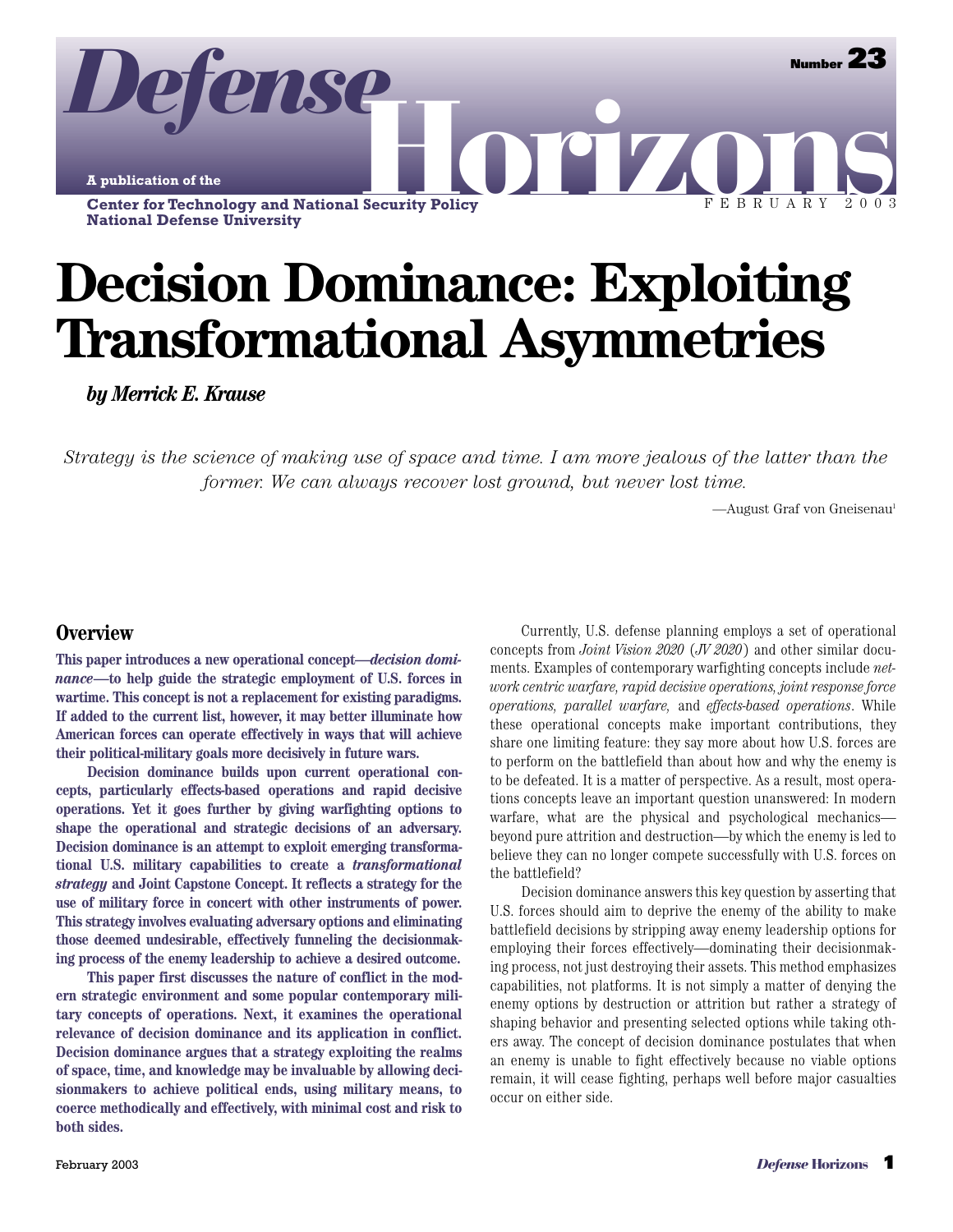Defense Horizons

Number 23

A publication of the Center for Technology and National Security Policy National Defense University

FEBRUARY 2003

# Decision Dominance: Exploiting Transformational Asymmetries

***by Merrick E. Krause***

*Strategy is the science of making use of space and time. I am more jealous of the latter than the former. We can always recover lost ground, but never lost time.*

—August Graf von Gneisenau[1]

## Overview

**This paper introduces a new operational concept—*decision dominance*—to help guide the strategic employment of U.S. forces in wartime. This concept is not a replacement for existing paradigms. If added to the current list, however, it may better illuminate how American forces can operate effectively in ways that will achieve their political-military goals more decisively in future wars.**

**Decision dominance builds upon current operational concepts, particularly effects-based operations and rapid decisive operations. Yet it goes further by giving warfighting options to shape the operational and strategic decisions of an adversary. Decision dominance is an attempt to exploit emerging transformational U.S. military capabilities to create a *transformational strategy* and Joint Capstone Concept. It reflects a strategy for the use of military force in concert with other instruments of power. This strategy involves evaluating adversary options and eliminating those deemed undesirable, effectively funneling the decisionmaking process of the enemy leadership to achieve a desired outcome.**

**This paper first discusses the nature of conflict in the modern strategic environment and some popular contemporary military concepts of operations. Next, it examines the operational relevance of decision dominance and its application in conflict. Decision dominance argues that a strategy exploiting the realms of space, time, and knowledge may be invaluable by allowing decisionmakers to achieve political ends, using military means, to coerce methodically and effectively, with minimal cost and risk to both sides.**

Currently, U.S. defense planning employs a set of operational concepts from *Joint Vision 2020* (*JV 2020*) and other similar documents. Examples of contemporary warfighting concepts include *network centric warfare, rapid decisive operations, joint response force operations, parallel warfare,* and *effects-based operations*. While these operational concepts make important contributions, they share one limiting feature: they say more about how U.S. forces are to perform on the battlefield than about how and why the enemy is to be defeated. It is a matter of perspective. As a result, most operations concepts leave an important question unanswered: In modern warfare, what are the physical and psychological mechanics—beyond pure attrition and destruction—by which the enemy is led to believe they can no longer compete successfully with U.S. forces on the battlefield?

Decision dominance answers this key question by asserting that U.S. forces should aim to deprive the enemy of the ability to make battlefield decisions by stripping away enemy leadership options for employing their forces effectively—dominating their decisionmaking process, not just destroying their assets. This method emphasizes capabilities, not platforms. It is not simply a matter of denying the enemy options by destruction or attrition but rather a strategy of shaping behavior and presenting selected options while taking others away. The concept of decision dominance postulates that when an enemy is unable to fight effectively because no viable options remain, it will cease fighting, perhaps well before major casualties occur on either side.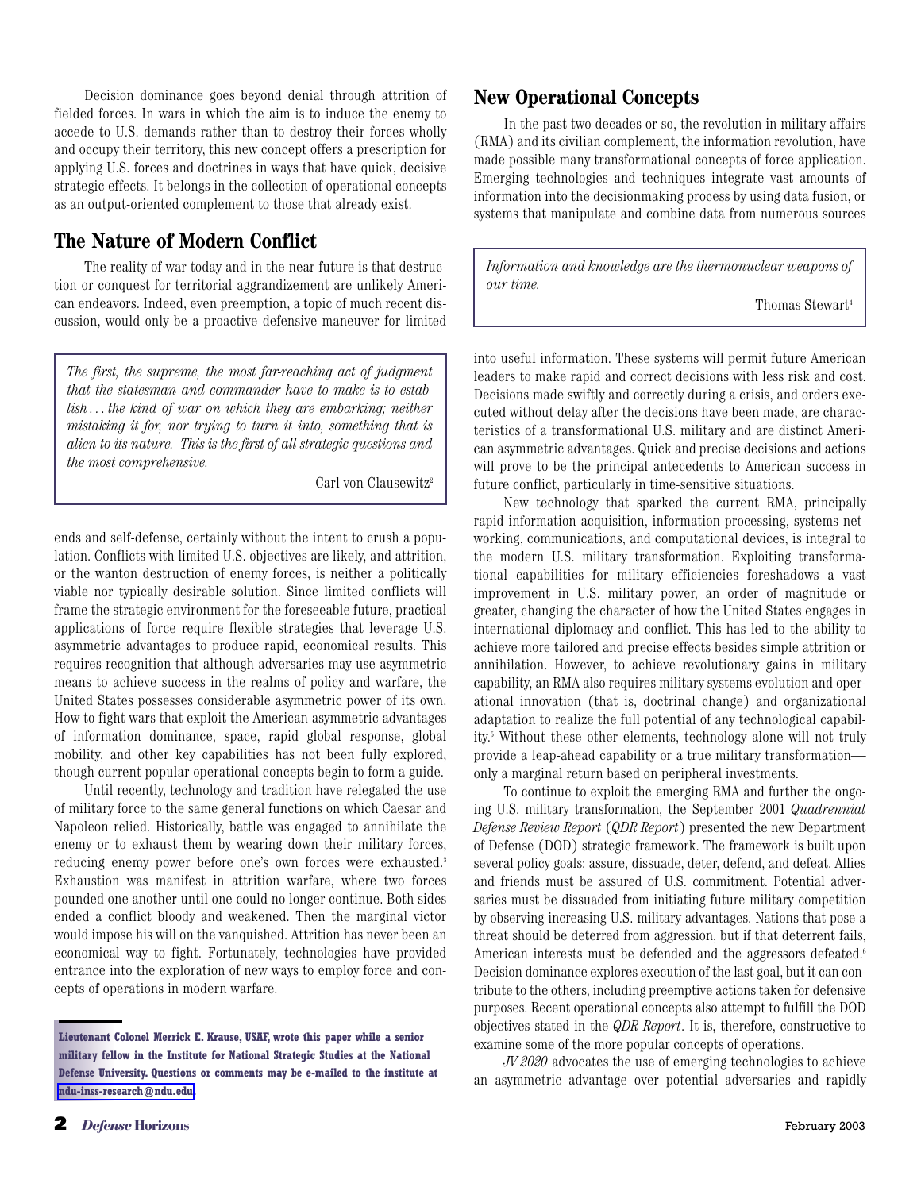Decision dominance goes beyond denial through attrition of fielded forces. In wars in which the aim is to induce the enemy to accede to U.S. demands rather than to destroy their forces wholly and occupy their territory, this new concept offers a prescription for applying U.S. forces and doctrines in ways that have quick, decisive strategic effects. It belongs in the collection of operational concepts as an output-oriented complement to those that already exist.

## The Nature of Modern Conflict

The reality of war today and in the near future is that destruction or conquest for territorial aggrandizement are unlikely American endeavors. Indeed, even preemption, a topic of much recent discussion, would only be a proactive defensive maneuver for limited ends and self-defense, certainly without the intent to crush a population. Conflicts with limited U.S. objectives are likely, and attrition, or the wanton destruction of enemy forces, is neither a politically viable nor typically desirable solution. Since limited conflicts will frame the strategic environment for the foreseeable future, practical applications of force require flexible strategies that leverage U.S. asymmetric advantages to produce rapid, economical results. This requires recognition that although adversaries may use asymmetric means to achieve success in the realms of policy and warfare, the United States possesses considerable asymmetric power of its own. How to fight wars that exploit the American asymmetric advantages of information dominance, space, rapid global response, global mobility, and other key capabilities has not been fully explored, though current popular operational concepts begin to form a guide.

> *The first, the supreme, the most far-reaching act of judgment that the statesman and commander have to make is to establish . . . the kind of war on which they are embarking; neither mistaking it for, nor trying to turn it into, something that is alien to its nature. This is the first of all strategic questions and the most comprehensive.*
>
> —Carl von Clausewitz[2]

Until recently, technology and tradition have relegated the use of military force to the same general functions on which Caesar and Napoleon relied. Historically, battle was engaged to annihilate the enemy or to exhaust them by wearing down their military forces, reducing enemy power before one's own forces were exhausted.[3] Exhaustion was manifest in attrition warfare, where two forces pounded one another until one could no longer continue. Both sides ended a conflict bloody and weakened. Then the marginal victor would impose his will on the vanquished. Attrition has never been an economical way to fight. Fortunately, technologies have provided entrance into the exploration of new ways to employ force and concepts of operations in modern warfare.

**Lieutenant Colonel Merrick E. Krause, USAF, wrote this paper while a senior military fellow in the Institute for National Strategic Studies at the National Defense University. Questions or comments may be e-mailed to the institute at ndu-inss-research@ndu.edu.**

## New Operational Concepts

In the past two decades or so, the revolution in military affairs (RMA) and its civilian complement, the information revolution, have made possible many transformational concepts of force application. Emerging technologies and techniques integrate vast amounts of information into the decisionmaking process by using data fusion, or systems that manipulate and combine data from numerous sources into useful information. These systems will permit future American leaders to make rapid and correct decisions with less risk and cost. Decisions made swiftly and correctly during a crisis, and orders executed without delay after the decisions have been made, are characteristics of a transformational U.S. military and are distinct American asymmetric advantages. Quick and precise decisions and actions will prove to be the principal antecedents to American success in future conflict, particularly in time-sensitive situations.

> *Information and knowledge are the thermonuclear weapons of our time.*
>
> —Thomas Stewart[4]

New technology that sparked the current RMA, principally rapid information acquisition, information processing, systems networking, communications, and computational devices, is integral to the modern U.S. military transformation. Exploiting transformational capabilities for military efficiencies foreshadows a vast improvement in U.S. military power, an order of magnitude or greater, changing the character of how the United States engages in international diplomacy and conflict. This has led to the ability to achieve more tailored and precise effects besides simple attrition or annihilation. However, to achieve revolutionary gains in military capability, an RMA also requires military systems evolution and operational innovation (that is, doctrinal change) and organizational adaptation to realize the full potential of any technological capability.[5] Without these other elements, technology alone will not truly provide a leap-ahead capability or a true military transformation—only a marginal return based on peripheral investments.

To continue to exploit the emerging RMA and further the ongoing U.S. military transformation, the September 2001 *Quadrennial Defense Review Report* (*QDR Report*) presented the new Department of Defense (DOD) strategic framework. The framework is built upon several policy goals: assure, dissuade, deter, defend, and defeat. Allies and friends must be assured of U.S. commitment. Potential adversaries must be dissuaded from initiating future military competition by observing increasing U.S. military advantages. Nations that pose a threat should be deterred from aggression, but if that deterrent fails, American interests must be defended and the aggressors defeated.[6] Decision dominance explores execution of the last goal, but it can contribute to the others, including preemptive actions taken for defensive purposes. Recent operational concepts also attempt to fulfill the DOD objectives stated in the *QDR Report*. It is, therefore, constructive to examine some of the more popular concepts of operations.

*JV 2020* advocates the use of emerging technologies to achieve an asymmetric advantage over potential adversaries and rapidly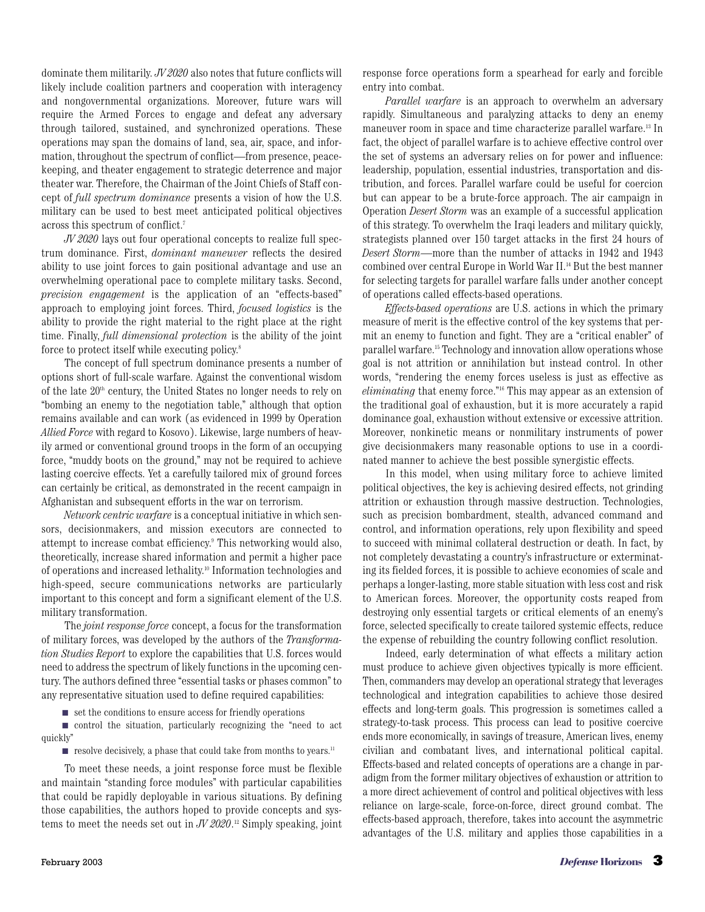dominate them militarily. *JV 2020* also notes that future conflicts will likely include coalition partners and cooperation with interagency and nongovernmental organizations. Moreover, future wars will require the Armed Forces to engage and defeat any adversary through tailored, sustained, and synchronized operations. These operations may span the domains of land, sea, air, space, and information, throughout the spectrum of conflict—from presence, peacekeeping, and theater engagement to strategic deterrence and major theater war. Therefore, the Chairman of the Joint Chiefs of Staff concept of *full spectrum dominance* presents a vision of how the U.S. military can be used to best meet anticipated political objectives across this spectrum of conflict.[7]

*JV 2020* lays out four operational concepts to realize full spectrum dominance. First, *dominant maneuver* reflects the desired ability to use joint forces to gain positional advantage and use an overwhelming operational pace to complete military tasks. Second, *precision engagement* is the application of an "effects-based" approach to employing joint forces. Third, *focused logistics* is the ability to provide the right material to the right place at the right time. Finally, *full dimensional protection* is the ability of the joint force to protect itself while executing policy.[8]

The concept of full spectrum dominance presents a number of options short of full-scale warfare. Against the conventional wisdom of the late 20th century, the United States no longer needs to rely on "bombing an enemy to the negotiation table," although that option remains available and can work (as evidenced in 1999 by Operation *Allied Force* with regard to Kosovo). Likewise, large numbers of heavily armed or conventional ground troops in the form of an occupying force, "muddy boots on the ground," may not be required to achieve lasting coercive effects. Yet a carefully tailored mix of ground forces can certainly be critical, as demonstrated in the recent campaign in Afghanistan and subsequent efforts in the war on terrorism.

*Network centric warfare* is a conceptual initiative in which sensors, decisionmakers, and mission executors are connected to attempt to increase combat efficiency.[9] This networking would also, theoretically, increase shared information and permit a higher pace of operations and increased lethality.[10] Information technologies and high-speed, secure communications networks are particularly important to this concept and form a significant element of the U.S. military transformation.

The *joint response force* concept, a focus for the transformation of military forces, was developed by the authors of the *Transformation Studies Report* to explore the capabilities that U.S. forces would need to address the spectrum of likely functions in the upcoming century. The authors defined three "essential tasks or phases common" to any representative situation used to define required capabilities:

- set the conditions to ensure access for friendly operations
- control the situation, particularly recognizing the "need to act quickly"
- resolve decisively, a phase that could take from months to years.[11]

To meet these needs, a joint response force must be flexible and maintain "standing force modules" with particular capabilities that could be rapidly deployable in various situations. By defining those capabilities, the authors hoped to provide concepts and systems to meet the needs set out in *JV 2020*.[12] Simply speaking, joint response force operations form a spearhead for early and forcible entry into combat.

*Parallel warfare* is an approach to overwhelm an adversary rapidly. Simultaneous and paralyzing attacks to deny an enemy maneuver room in space and time characterize parallel warfare.[13] In fact, the object of parallel warfare is to achieve effective control over the set of systems an adversary relies on for power and influence: leadership, population, essential industries, transportation and distribution, and forces. Parallel warfare could be useful for coercion but can appear to be a brute-force approach. The air campaign in Operation *Desert Storm* was an example of a successful application of this strategy. To overwhelm the Iraqi leaders and military quickly, strategists planned over 150 target attacks in the first 24 hours of *Desert Storm*—more than the number of attacks in 1942 and 1943 combined over central Europe in World War II.[14] But the best manner for selecting targets for parallel warfare falls under another concept of operations called effects-based operations.

*Effects-based operations* are U.S. actions in which the primary measure of merit is the effective control of the key systems that permit an enemy to function and fight. They are a "critical enabler" of parallel warfare.[15] Technology and innovation allow operations whose goal is not attrition or annihilation but instead control. In other words, "rendering the enemy forces useless is just as effective as *eliminating* that enemy force."[16] This may appear as an extension of the traditional goal of exhaustion, but it is more accurately a rapid dominance goal, exhaustion without extensive or excessive attrition. Moreover, nonkinetic means or nonmilitary instruments of power give decisionmakers many reasonable options to use in a coordinated manner to achieve the best possible synergistic effects.

In this model, when using military force to achieve limited political objectives, the key is achieving desired effects, not grinding attrition or exhaustion through massive destruction. Technologies, such as precision bombardment, stealth, advanced command and control, and information operations, rely upon flexibility and speed to succeed with minimal collateral destruction or death. In fact, by not completely devastating a country's infrastructure or exterminating its fielded forces, it is possible to achieve economies of scale and perhaps a longer-lasting, more stable situation with less cost and risk to American forces. Moreover, the opportunity costs reaped from destroying only essential targets or critical elements of an enemy's force, selected specifically to create tailored systemic effects, reduce the expense of rebuilding the country following conflict resolution.

Indeed, early determination of what effects a military action must produce to achieve given objectives typically is more efficient. Then, commanders may develop an operational strategy that leverages technological and integration capabilities to achieve those desired effects and long-term goals. This progression is sometimes called a strategy-to-task process. This process can lead to positive coercive ends more economically, in savings of treasure, American lives, enemy civilian and combatant lives, and international political capital. Effects-based and related concepts of operations are a change in paradigm from the former military objectives of exhaustion or attrition to a more direct achievement of control and political objectives with less reliance on large-scale, force-on-force, direct ground combat. The effects-based approach, therefore, takes into account the asymmetric advantages of the U.S. military and applies those capabilities in a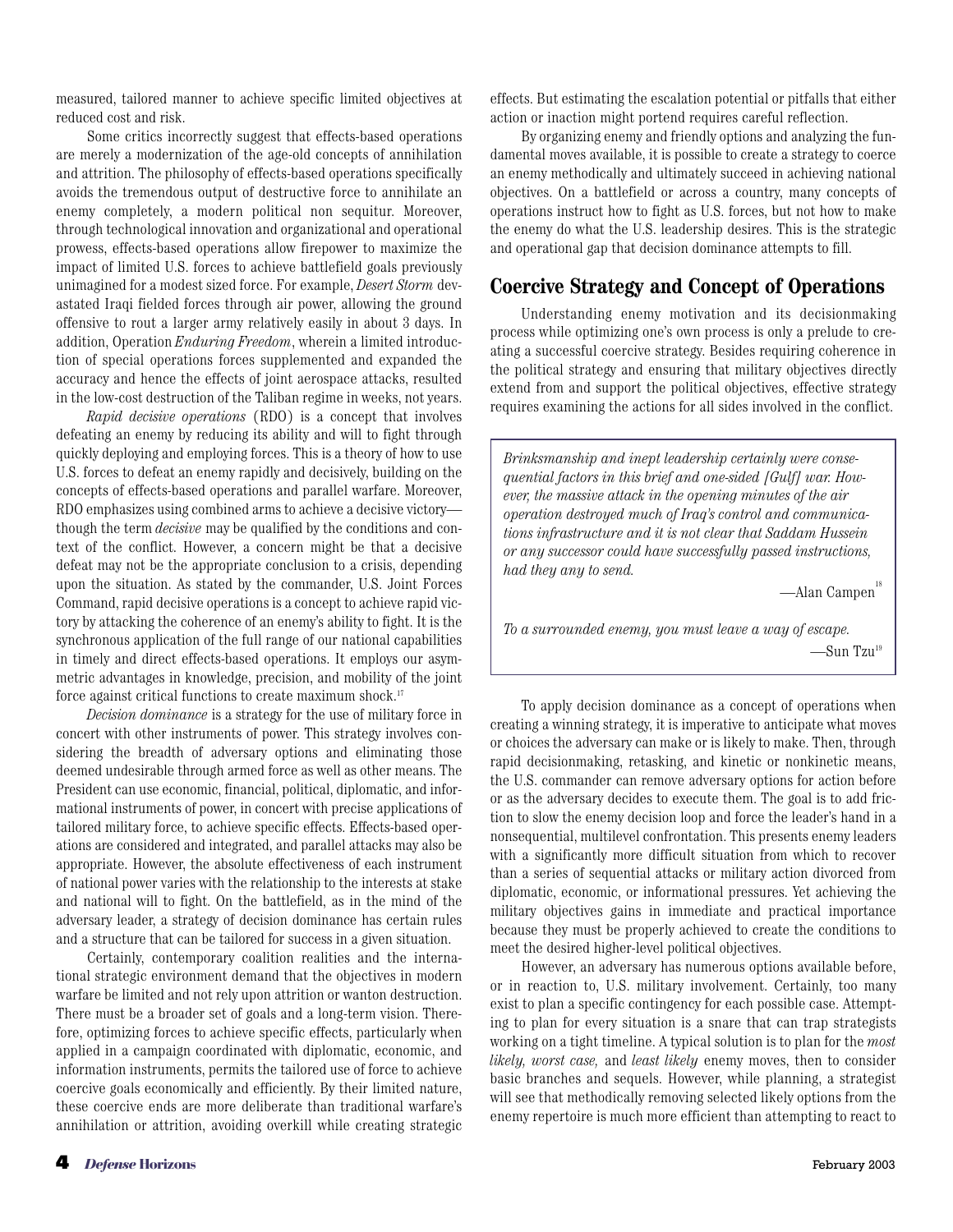measured, tailored manner to achieve specific limited objectives at reduced cost and risk.

Some critics incorrectly suggest that effects-based operations are merely a modernization of the age-old concepts of annihilation and attrition. The philosophy of effects-based operations specifically avoids the tremendous output of destructive force to annihilate an enemy completely, a modern political non sequitur. Moreover, through technological innovation and organizational and operational prowess, effects-based operations allow firepower to maximize the impact of limited U.S. forces to achieve battlefield goals previously unimagined for a modest sized force. For example, *Desert Storm* devastated Iraqi fielded forces through air power, allowing the ground offensive to rout a larger army relatively easily in about 3 days. In addition, Operation *Enduring Freedom*, wherein a limited introduction of special operations forces supplemented and expanded the accuracy and hence the effects of joint aerospace attacks, resulted in the low-cost destruction of the Taliban regime in weeks, not years.

*Rapid decisive operations* (RDO) is a concept that involves defeating an enemy by reducing its ability and will to fight through quickly deploying and employing forces. This is a theory of how to use U.S. forces to defeat an enemy rapidly and decisively, building on the concepts of effects-based operations and parallel warfare. Moreover, RDO emphasizes using combined arms to achieve a decisive victory—though the term *decisive* may be qualified by the conditions and context of the conflict. However, a concern might be that a decisive defeat may not be the appropriate conclusion to a crisis, depending upon the situation. As stated by the commander, U.S. Joint Forces Command, rapid decisive operations is a concept to achieve rapid victory by attacking the coherence of an enemy's ability to fight. It is the synchronous application of the full range of our national capabilities in timely and direct effects-based operations. It employs our asymmetric advantages in knowledge, precision, and mobility of the joint force against critical functions to create maximum shock.[17]

*Decision dominance* is a strategy for the use of military force in concert with other instruments of power. This strategy involves considering the breadth of adversary options and eliminating those deemed undesirable through armed force as well as other means. The President can use economic, financial, political, diplomatic, and informational instruments of power, in concert with precise applications of tailored military force, to achieve specific effects. Effects-based operations are considered and integrated, and parallel attacks may also be appropriate. However, the absolute effectiveness of each instrument of national power varies with the relationship to the interests at stake and national will to fight. On the battlefield, as in the mind of the adversary leader, a strategy of decision dominance has certain rules and a structure that can be tailored for success in a given situation.

Certainly, contemporary coalition realities and the international strategic environment demand that the objectives in modern warfare be limited and not rely upon attrition or wanton destruction. There must be a broader set of goals and a long-term vision. Therefore, optimizing forces to achieve specific effects, particularly when applied in a campaign coordinated with diplomatic, economic, and information instruments, permits the tailored use of force to achieve coercive goals economically and efficiently. By their limited nature, these coercive ends are more deliberate than traditional warfare's annihilation or attrition, avoiding overkill while creating strategic effects. But estimating the escalation potential or pitfalls that either action or inaction might portend requires careful reflection.

By organizing enemy and friendly options and analyzing the fundamental moves available, it is possible to create a strategy to coerce an enemy methodically and ultimately succeed in achieving national objectives. On a battlefield or across a country, many concepts of operations instruct how to fight as U.S. forces, but not how to make the enemy do what the U.S. leadership desires. This is the strategic and operational gap that decision dominance attempts to fill.

## Coercive Strategy and Concept of Operations

Understanding enemy motivation and its decisionmaking process while optimizing one's own process is only a prelude to creating a successful coercive strategy. Besides requiring coherence in the political strategy and ensuring that military objectives directly extend from and support the political objectives, effective strategy requires examining the actions for all sides involved in the conflict.

> *Brinksmanship and inept leadership certainly were consequential factors in this brief and one-sided [Gulf] war. However, the massive attack in the opening minutes of the air operation destroyed much of Iraq's control and communications infrastructure and it is not clear that Saddam Hussein or any successor could have successfully passed instructions, had they any to send.*
>
> —Alan Campen[18]
>
> *To a surrounded enemy, you must leave a way of escape.*
>
> —Sun Tzu[19]

To apply decision dominance as a concept of operations when creating a winning strategy, it is imperative to anticipate what moves or choices the adversary can make or is likely to make. Then, through rapid decisionmaking, retasking, and kinetic or nonkinetic means, the U.S. commander can remove adversary options for action before or as the adversary decides to execute them. The goal is to add friction to slow the enemy decision loop and force the leader's hand in a nonsequential, multilevel confrontation. This presents enemy leaders with a significantly more difficult situation from which to recover than a series of sequential attacks or military action divorced from diplomatic, economic, or informational pressures. Yet achieving the military objectives gains in immediate and practical importance because they must be properly achieved to create the conditions to meet the desired higher-level political objectives.

However, an adversary has numerous options available before, or in reaction to, U.S. military involvement. Certainly, too many exist to plan a specific contingency for each possible case. Attempting to plan for every situation is a snare that can trap strategists working on a tight timeline. A typical solution is to plan for the *most likely, worst case,* and *least likely* enemy moves, then to consider basic branches and sequels. However, while planning, a strategist will see that methodically removing selected likely options from the enemy repertoire is much more efficient than attempting to react to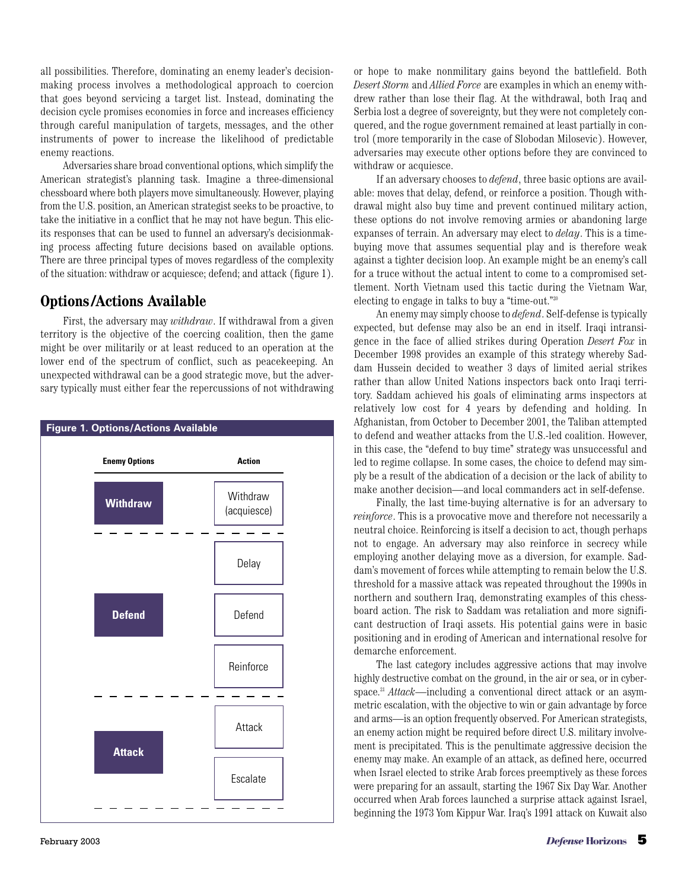all possibilities. Therefore, dominating an enemy leader's decision-making process involves a methodological approach to coercion that goes beyond servicing a target list. Instead, dominating the decision cycle promises economies in force and increases efficiency through careful manipulation of targets, messages, and the other instruments of power to increase the likelihood of predictable enemy reactions.

Adversaries share broad conventional options, which simplify the American strategist's planning task. Imagine a three-dimensional chessboard where both players move simultaneously. However, playing from the U.S. position, an American strategist seeks to be proactive, to take the initiative in a conflict that he may not have begun. This elicits responses that can be used to funnel an adversary's decisionmaking process affecting future decisions based on available options. There are three principal types of moves regardless of the complexity of the situation: withdraw or acquiesce; defend; and attack (figure 1).

## Options/Actions Available

First, the adversary may *withdraw*. If withdrawal from a given territory is the objective of the coercing coalition, then the game might be over militarily or at least reduced to an operation at the lower end of the spectrum of conflict, such as peacekeeping. An unexpected withdrawal can be a good strategic move, but the adversary typically must either fear the repercussions of not withdrawing or hope to make nonmilitary gains beyond the battlefield. Both *Desert Storm* and *Allied Force* are examples in which an enemy withdrew rather than lose their flag. At the withdrawal, both Iraq and Serbia lost a degree of sovereignty, but they were not completely conquered, and the rogue government remained at least partially in control (more temporarily in the case of Slobodan Milosevic). However, adversaries may execute other options before they are convinced to withdraw or acquiesce.

**Figure 1. Options/Actions Available**

| Enemy Options | Action |
| --- | --- |
| **Withdraw** | Withdraw (acquiesce) |
| **Defend** | Delay |
| | Defend |
| | Reinforce |
| **Attack** | Attack |
| | Escalate |

If an adversary chooses to *defend*, three basic options are available: moves that delay, defend, or reinforce a position. Though withdrawal might also buy time and prevent continued military action, these options do not involve removing armies or abandoning large expanses of terrain. An adversary may elect to *delay*. This is a time-buying move that assumes sequential play and is therefore weak against a tighter decision loop. An example might be an enemy's call for a truce without the actual intent to come to a compromised settlement. North Vietnam used this tactic during the Vietnam War, electing to engage in talks to buy a "time-out."[20]

An enemy may simply choose to *defend*. Self-defense is typically expected, but defense may also be an end in itself. Iraqi intransigence in the face of allied strikes during Operation *Desert Fox* in December 1998 provides an example of this strategy whereby Saddam Hussein decided to weather 3 days of limited aerial strikes rather than allow United Nations inspectors back onto Iraqi territory. Saddam achieved his goals of eliminating arms inspectors at relatively low cost for 4 years by defending and holding. In Afghanistan, from October to December 2001, the Taliban attempted to defend and weather attacks from the U.S.-led coalition. However, in this case, the "defend to buy time" strategy was unsuccessful and led to regime collapse. In some cases, the choice to defend may simply be a result of the abdication of a decision or the lack of ability to make another decision—and local commanders act in self-defense.

Finally, the last time-buying alternative is for an adversary to *reinforce*. This is a provocative move and therefore not necessarily a neutral choice. Reinforcing is itself a decision to act, though perhaps not to engage. An adversary may also reinforce in secrecy while employing another delaying move as a diversion, for example. Saddam's movement of forces while attempting to remain below the U.S. threshold for a massive attack was repeated throughout the 1990s in northern and southern Iraq, demonstrating examples of this chessboard action. The risk to Saddam was retaliation and more significant destruction of Iraqi assets. His potential gains were in basic positioning and in eroding of American and international resolve for demarche enforcement.

The last category includes aggressive actions that may involve highly destructive combat on the ground, in the air or sea, or in cyberspace.[21] *Attack*—including a conventional direct attack or an asymmetric escalation, with the objective to win or gain advantage by force and arms—is an option frequently observed. For American strategists, an enemy action might be required before direct U.S. military involvement is precipitated. This is the penultimate aggressive decision the enemy may make. An example of an attack, as defined here, occurred when Israel elected to strike Arab forces preemptively as these forces were preparing for an assault, starting the 1967 Six Day War. Another occurred when Arab forces launched a surprise attack against Israel, beginning the 1973 Yom Kippur War. Iraq's 1991 attack on Kuwait also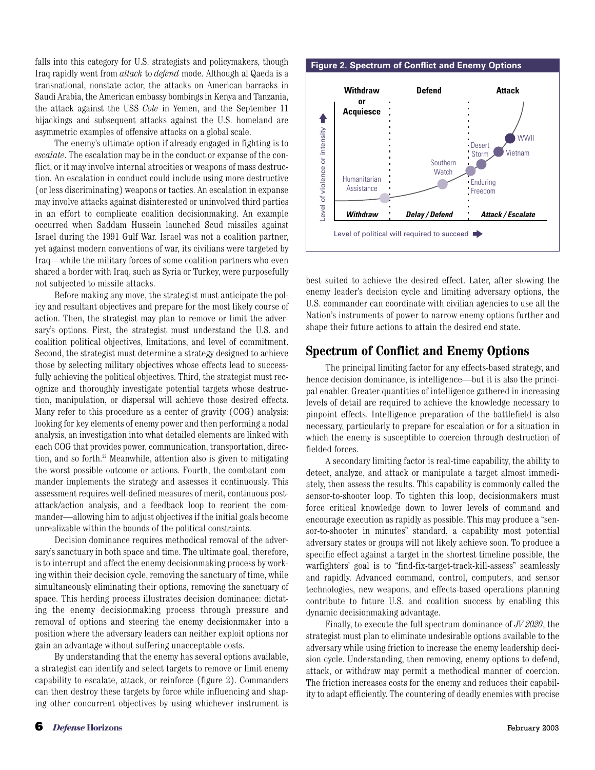falls into this category for U.S. strategists and policymakers, though Iraq rapidly went from *attack* to *defend* mode. Although al Qaeda is a transnational, nonstate actor, the attacks on American barracks in Saudi Arabia, the American embassy bombings in Kenya and Tanzania, the attack against the USS *Cole* in Yemen, and the September 11 hijackings and subsequent attacks against the U.S. homeland are asymmetric examples of offensive attacks on a global scale.

The enemy's ultimate option if already engaged in fighting is to *escalate*. The escalation may be in the conduct or expanse of the conflict, or it may involve internal atrocities or weapons of mass destruction. An escalation in conduct could include using more destructive (or less discriminating) weapons or tactics. An escalation in expanse may involve attacks against disinterested or uninvolved third parties in an effort to complicate coalition decisionmaking. An example occurred when Saddam Hussein launched Scud missiles against Israel during the 1991 Gulf War. Israel was not a coalition partner, yet against modern conventions of war, its civilians were targeted by Iraq—while the military forces of some coalition partners who even shared a border with Iraq, such as Syria or Turkey, were purposefully not subjected to missile attacks.

Before making any move, the strategist must anticipate the policy and resultant objectives and prepare for the most likely course of action. Then, the strategist may plan to remove or limit the adversary's options. First, the strategist must understand the U.S. and coalition political objectives, limitations, and level of commitment. Second, the strategist must determine a strategy designed to achieve those by selecting military objectives whose effects lead to successfully achieving the political objectives. Third, the strategist must recognize and thoroughly investigate potential targets whose destruction, manipulation, or dispersal will achieve those desired effects. Many refer to this procedure as a center of gravity (COG) analysis: looking for key elements of enemy power and then performing a nodal analysis, an investigation into what detailed elements are linked with each COG that provides power, communication, transportation, direction, and so forth.[22] Meanwhile, attention also is given to mitigating the worst possible outcome or actions. Fourth, the combatant commander implements the strategy and assesses it continuously. This assessment requires well-defined measures of merit, continuous post-attack/action analysis, and a feedback loop to reorient the commander—allowing him to adjust objectives if the initial goals become unrealizable within the bounds of the political constraints.

Decision dominance requires methodical removal of the adversary's sanctuary in both space and time. The ultimate goal, therefore, is to interrupt and affect the enemy decisionmaking process by working within their decision cycle, removing the sanctuary of time, while simultaneously eliminating their options, removing the sanctuary of space. This herding process illustrates decision dominance: dictating the enemy decisionmaking process through pressure and removal of options and steering the enemy decisionmaker into a position where the adversary leaders can neither exploit options nor gain an advantage without suffering unacceptable costs.

By understanding that the enemy has several options available, a strategist can identify and select targets to remove or limit enemy capability to escalate, attack, or reinforce (figure 2). Commanders can then destroy these targets by force while influencing and shaping other concurrent objectives by using whichever instrument is

**Figure 2. Spectrum of Conflict and Enemy Options**

best suited to achieve the desired effect. Later, after slowing the enemy leader's decision cycle and limiting adversary options, the U.S. commander can coordinate with civilian agencies to use all the Nation's instruments of power to narrow enemy options further and shape their future actions to attain the desired end state.

## Spectrum of Conflict and Enemy Options

The principal limiting factor for any effects-based strategy, and hence decision dominance, is intelligence—but it is also the principal enabler. Greater quantities of intelligence gathered in increasing levels of detail are required to achieve the knowledge necessary to pinpoint effects. Intelligence preparation of the battlefield is also necessary, particularly to prepare for escalation or for a situation in which the enemy is susceptible to coercion through destruction of fielded forces.

A secondary limiting factor is real-time capability, the ability to detect, analyze, and attack or manipulate a target almost immediately, then assess the results. This capability is commonly called the sensor-to-shooter loop. To tighten this loop, decisionmakers must force critical knowledge down to lower levels of command and encourage execution as rapidly as possible. This may produce a "sensor-to-shooter in minutes" standard, a capability most potential adversary states or groups will not likely achieve soon. To produce a specific effect against a target in the shortest timeline possible, the warfighters' goal is to "find-fix-target-track-kill-assess" seamlessly and rapidly. Advanced command, control, computers, and sensor technologies, new weapons, and effects-based operations planning contribute to future U.S. and coalition success by enabling this dynamic decisionmaking advantage.

Finally, to execute the full spectrum dominance of *JV 2020*, the strategist must plan to eliminate undesirable options available to the adversary while using friction to increase the enemy leadership decision cycle. Understanding, then removing, enemy options to defend, attack, or withdraw may permit a methodical manner of coercion. The friction increases costs for the enemy and reduces their capability to adapt efficiently. The countering of deadly enemies with precise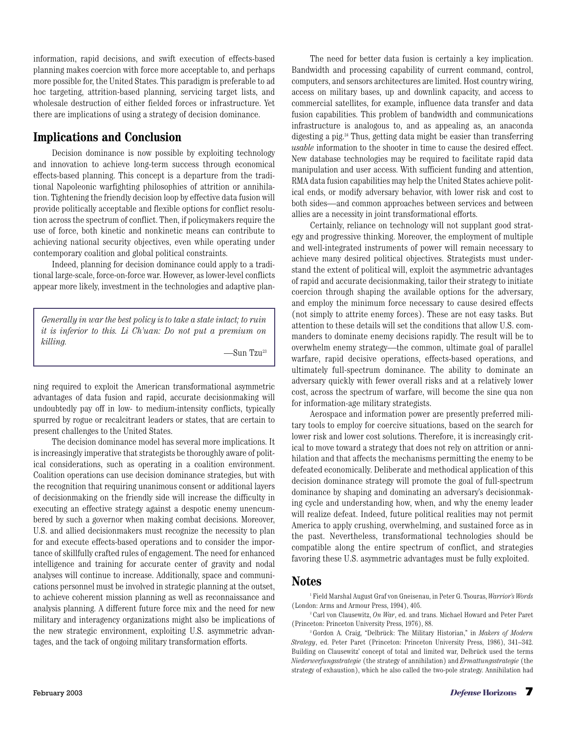information, rapid decisions, and swift execution of effects-based planning makes coercion with force more acceptable to, and perhaps more possible for, the United States. This paradigm is preferable to ad hoc targeting, attrition-based planning, servicing target lists, and wholesale destruction of either fielded forces or infrastructure. Yet there are implications of using a strategy of decision dominance.

## Implications and Conclusion

Decision dominance is now possible by exploiting technology and innovation to achieve long-term success through economical effects-based planning. This concept is a departure from the traditional Napoleonic warfighting philosophies of attrition or annihilation. Tightening the friendly decision loop by effective data fusion will provide politically acceptable and flexible options for conflict resolution across the spectrum of conflict. Then, if policymakers require the use of force, both kinetic and nonkinetic means can contribute to achieving national security objectives, even while operating under contemporary coalition and global political constraints.

Indeed, planning for decision dominance could apply to a traditional large-scale, force-on-force war. However, as lower-level conflicts appear more likely, investment in the technologies and adaptive planning required to exploit the American transformational asymmetric advantages of data fusion and rapid, accurate decisionmaking will undoubtedly pay off in low- to medium-intensity conflicts, typically spurred by rogue or recalcitrant leaders or states, that are certain to present challenges to the United States.

> *Generally in war the best policy is to take a state intact; to ruin it is inferior to this. Li Ch'uan: Do not put a premium on killing.*
>
> —Sun Tzu[23]

The decision dominance model has several more implications. It is increasingly imperative that strategists be thoroughly aware of political considerations, such as operating in a coalition environment. Coalition operations can use decision dominance strategies, but with the recognition that requiring unanimous consent or additional layers of decisionmaking on the friendly side will increase the difficulty in executing an effective strategy against a despotic enemy unencumbered by such a governor when making combat decisions. Moreover, U.S. and allied decisionmakers must recognize the necessity to plan for and execute effects-based operations and to consider the importance of skillfully crafted rules of engagement. The need for enhanced intelligence and training for accurate center of gravity and nodal analyses will continue to increase. Additionally, space and communications personnel must be involved in strategic planning at the outset, to achieve coherent mission planning as well as reconnaissance and analysis planning. A different future force mix and the need for new military and interagency organizations might also be implications of the new strategic environment, exploiting U.S. asymmetric advantages, and the tack of ongoing military transformation efforts.

The need for better data fusion is certainly a key implication. Bandwidth and processing capability of current command, control, computers, and sensors architectures are limited. Host country wiring, access on military bases, up and downlink capacity, and access to commercial satellites, for example, influence data transfer and data fusion capabilities. This problem of bandwidth and communications infrastructure is analogous to, and as appealing as, an anaconda digesting a pig.[24] Thus, getting data might be easier than transferring *usable* information to the shooter in time to cause the desired effect. New database technologies may be required to facilitate rapid data manipulation and user access. With sufficient funding and attention, RMA data fusion capabilities may help the United States achieve political ends, or modify adversary behavior, with lower risk and cost to both sides—and common approaches between services and between allies are a necessity in joint transformational efforts.

Certainly, reliance on technology will not supplant good strategy and progressive thinking. Moreover, the employment of multiple and well-integrated instruments of power will remain necessary to achieve many desired political objectives. Strategists must understand the extent of political will, exploit the asymmetric advantages of rapid and accurate decisionmaking, tailor their strategy to initiate coercion through shaping the available options for the adversary, and employ the minimum force necessary to cause desired effects (not simply to attrite enemy forces). These are not easy tasks. But attention to these details will set the conditions that allow U.S. commanders to dominate enemy decisions rapidly. The result will be to overwhelm enemy strategy—the common, ultimate goal of parallel warfare, rapid decisive operations, effects-based operations, and ultimately full-spectrum dominance. The ability to dominate an adversary quickly with fewer overall risks and at a relatively lower cost, across the spectrum of warfare, will become the sine qua non for information-age military strategists.

Aerospace and information power are presently preferred military tools to employ for coercive situations, based on the search for lower risk and lower cost solutions. Therefore, it is increasingly critical to move toward a strategy that does not rely on attrition or annihilation and that affects the mechanisms permitting the enemy to be defeated economically. Deliberate and methodical application of this decision dominance strategy will promote the goal of full-spectrum dominance by shaping and dominating an adversary's decisionmaking cycle and understanding how, when, and why the enemy leader will realize defeat. Indeed, future political realities may not permit America to apply crushing, overwhelming, and sustained force as in the past. Nevertheless, transformational technologies should be compatible along the entire spectrum of conflict, and strategies favoring these U.S. asymmetric advantages must be fully exploited.

## Notes

[1] Field Marshal August Graf von Gneisenau, in Peter G. Tsouras, *Warrior's Words* (London: Arms and Armour Press, 1994), 405.

[2] Carl von Clausewitz, *On War*, ed. and trans. Michael Howard and Peter Paret (Princeton: Princeton University Press, 1976), 88.

[3] Gordon A. Craig, "Delbrück: The Military Historian," in *Makers of Modern Strategy*, ed. Peter Paret (Princeton: Princeton University Press, 1986), 341–342. Building on Clausewitz' concept of total and limited war, Delbrück used the terms *Niederwerfungsstrategie* (the strategy of annihilation) and *Ermattungsstrategie* (the strategy of exhaustion), which he also called the two-pole strategy. Annihilation had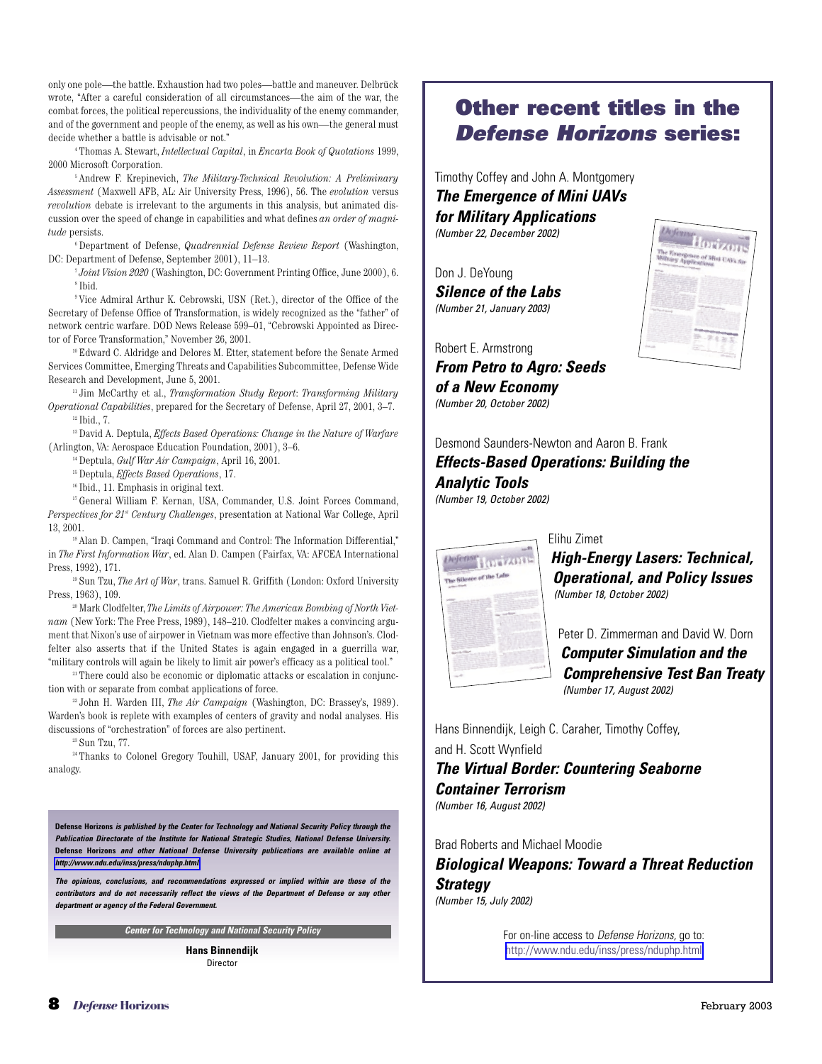only one pole—the battle. Exhaustion had two poles—battle and maneuver. Delbrück wrote, "After a careful consideration of all circumstances—the aim of the war, the combat forces, the political repercussions, the individuality of the enemy commander, and of the government and people of the enemy, as well as his own—the general must decide whether a battle is advisable or not."

[4] Thomas A. Stewart, *Intellectual Capital*, in *Encarta Book of Quotations* 1999, 2000 Microsoft Corporation.

[5] Andrew F. Krepinevich, *The Military-Technical Revolution: A Preliminary Assessment* (Maxwell AFB, AL: Air University Press, 1996), 56. The *evolution* versus *revolution* debate is irrelevant to the arguments in this analysis, but animated discussion over the speed of change in capabilities and what defines *an order of magnitude* persists.

[6] Department of Defense, *Quadrennial Defense Review Report* (Washington, DC: Department of Defense, September 2001), 11–13.

[7] *Joint Vision 2020* (Washington, DC: Government Printing Office, June 2000), 6.

[8] Ibid.

[9] Vice Admiral Arthur K. Cebrowski, USN (Ret.), director of the Office of the Secretary of Defense Office of Transformation, is widely recognized as the "father" of network centric warfare. DOD News Release 599–01, "Cebrowski Appointed as Director of Force Transformation," November 26, 2001.

[10] Edward C. Aldridge and Delores M. Etter, statement before the Senate Armed Services Committee, Emerging Threats and Capabilities Subcommittee, Defense Wide Research and Development, June 5, 2001.

[11] Jim McCarthy et al., *Transformation Study Report: Transforming Military Operational Capabilities*, prepared for the Secretary of Defense, April 27, 2001, 3–7.

[12] Ibid., 7.

[13] David A. Deptula, *Effects Based Operations: Change in the Nature of Warfare* (Arlington, VA: Aerospace Education Foundation, 2001), 3–6.

[14] Deptula, *Gulf War Air Campaign*, April 16, 2001.

[15] Deptula, *Effects Based Operations*, 17.

[16] Ibid., 11. Emphasis in original text.

[17] General William F. Kernan, USA, Commander, U.S. Joint Forces Command, *Perspectives for 21st Century Challenges*, presentation at National War College, April 13, 2001.

[18] Alan D. Campen, "Iraqi Command and Control: The Information Differential," in *The First Information War*, ed. Alan D. Campen (Fairfax, VA: AFCEA International Press, 1992), 171.

[19] Sun Tzu, *The Art of War*, trans. Samuel R. Griffith (London: Oxford University Press, 1963), 109.

[20] Mark Clodfelter, *The Limits of Airpower: The American Bombing of North Vietnam* (New York: The Free Press, 1989), 148–210. Clodfelter makes a convincing argument that Nixon's use of airpower in Vietnam was more effective than Johnson's. Clodfelter also asserts that if the United States is again engaged in a guerrilla war, "military controls will again be likely to limit air power's efficacy as a political tool."

[21] There could also be economic or diplomatic attacks or escalation in conjunction with or separate from combat applications of force.

[22] John H. Warden III, *The Air Campaign* (Washington, DC: Brassey's, 1989). Warden's book is replete with examples of centers of gravity and nodal analyses. His discussions of "orchestration" of forces are also pertinent.

[23] Sun Tzu, 77.

[24] Thanks to Colonel Gregory Touhill, USAF, January 2001, for providing this analogy.

**Defense Horizons** ***is published by the Center for Technology and National Security Policy through the Publication Directorate of the Institute for National Strategic Studies, National Defense University.*** **Defense Horizons** ***and other National Defense University publications are available online at http://www.ndu.edu/inss/press/nduphp.html***

***The opinions, conclusions, and recommendations expressed or implied within are those of the contributors and do not necessarily reflect the views of the Department of Defense or any other department or agency of the Federal Government.***

***Center for Technology and National Security Policy***

**Hans Binnendijk**
Director

# Other recent titles in the *Defense Horizons* series:

Timothy Coffey and John A. Montgomery
***The Emergence of Mini UAVs for Military Applications***
*(Number 22, December 2002)*

Don J. DeYoung
***Silence of the Labs***
*(Number 21, January 2003)*

Robert E. Armstrong
***From Petro to Agro: Seeds of a New Economy***
*(Number 20, October 2002)*

Desmond Saunders-Newton and Aaron B. Frank
***Effects-Based Operations: Building the Analytic Tools***
*(Number 19, October 2002)*

Elihu Zimet
***High-Energy Lasers: Technical, Operational, and Policy Issues***
*(Number 18, October 2002)*

Peter D. Zimmerman and David W. Dorn
***Computer Simulation and the Comprehensive Test Ban Treaty***
*(Number 17, August 2002)*

Hans Binnendijk, Leigh C. Caraher, Timothy Coffey, and H. Scott Wynfield
***The Virtual Border: Countering Seaborne Container Terrorism***
*(Number 16, August 2002)*

Brad Roberts and Michael Moodie
***Biological Weapons: Toward a Threat Reduction Strategy***
*(Number 15, July 2002)*

For on-line access to *Defense Horizons*, go to: http://www.ndu.edu/inss/press/nduphp.html